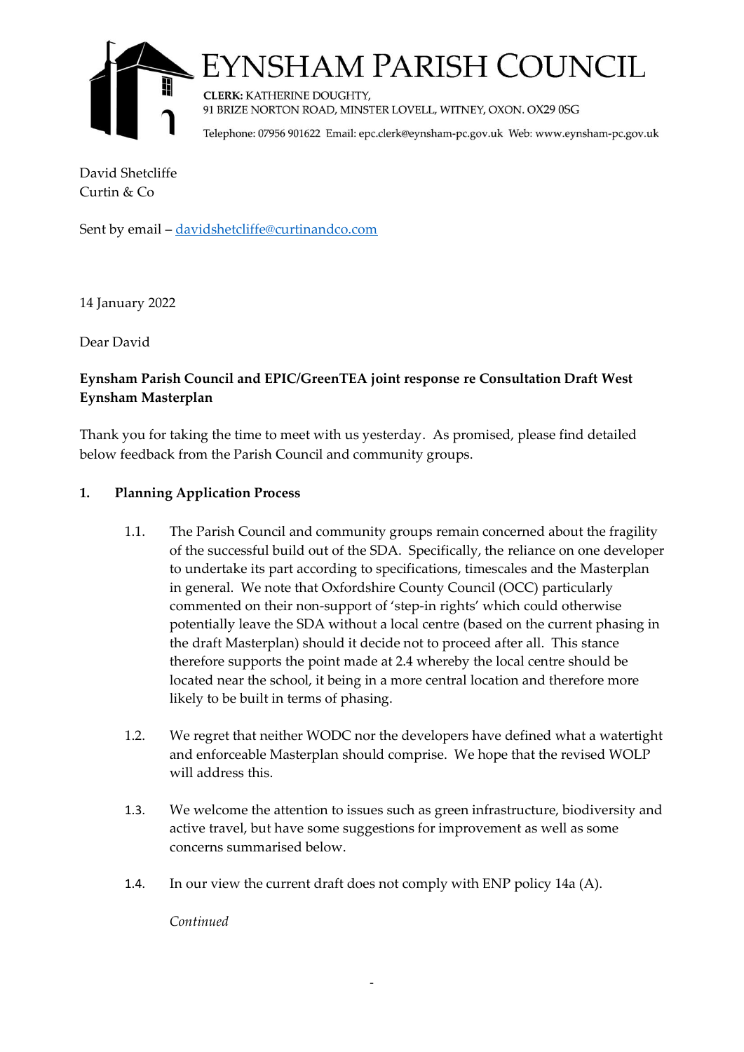# EYNSHAM PARISH COUNCIL

**CLERK:** KATHERINE DOUGHTY,
91 BRIZE NORTON ROAD, MINSTER LOVELL, WITNEY, OXON. OX29 0SG

Telephone: 07956 901622 Email: epc.clerk@eynsham-pc.gov.uk Web: www.eynsham-pc.gov.uk

David Shetcliffe
Curtin & Co

Sent by email – [davidshetcliffe@curtinandco.com](mailto:davidshetcliffe@curtinandco.com)

14 January 2022

Dear David

**Eynsham Parish Council and EPIC/GreenTEA joint response re Consultation Draft West Eynsham Masterplan**

Thank you for taking the time to meet with us yesterday. As promised, please find detailed below feedback from the Parish Council and community groups.

**1. Planning Application Process**

1.1. The Parish Council and community groups remain concerned about the fragility of the successful build out of the SDA. Specifically, the reliance on one developer to undertake its part according to specifications, timescales and the Masterplan in general. We note that Oxfordshire County Council (OCC) particularly commented on their non-support of 'step-in rights' which could otherwise potentially leave the SDA without a local centre (based on the current phasing in the draft Masterplan) should it decide not to proceed after all. This stance therefore supports the point made at 2.4 whereby the local centre should be located near the school, it being in a more central location and therefore more likely to be built in terms of phasing.

1.2. We regret that neither WODC nor the developers have defined what a watertight and enforceable Masterplan should comprise. We hope that the revised WOLP will address this.

1.3. We welcome the attention to issues such as green infrastructure, biodiversity and active travel, but have some suggestions for improvement as well as some concerns summarised below.

1.4. In our view the current draft does not comply with ENP policy 14a (A).

*Continued*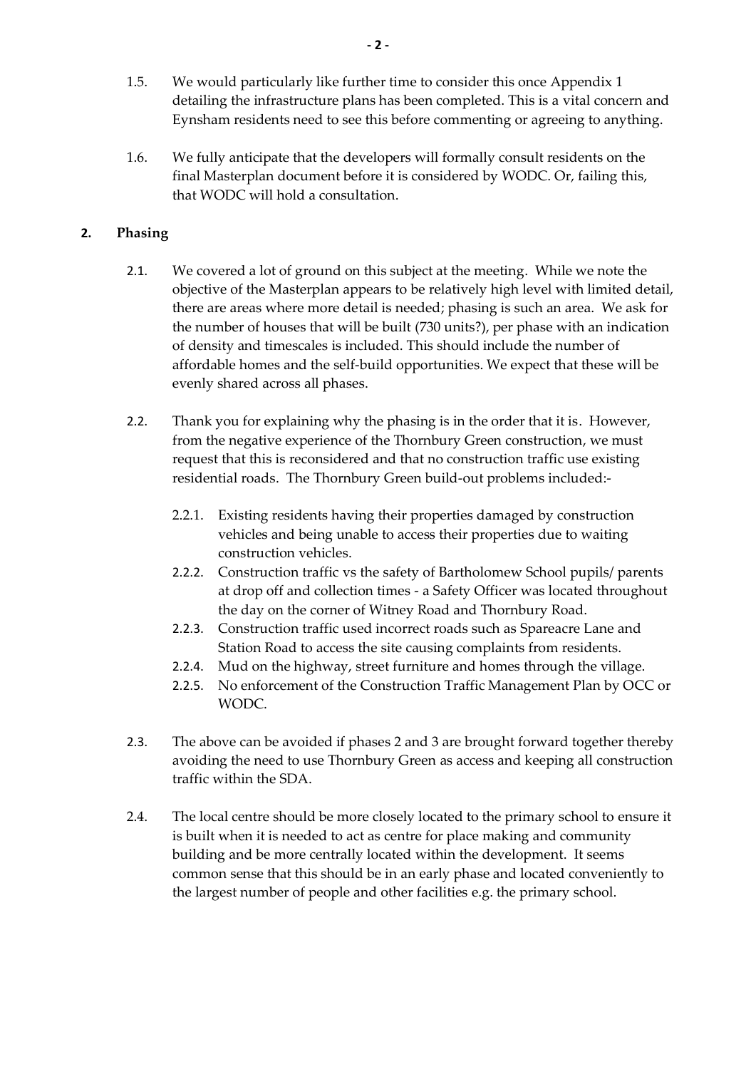1.5. We would particularly like further time to consider this once Appendix 1 detailing the infrastructure plans has been completed. This is a vital concern and Eynsham residents need to see this before commenting or agreeing to anything.

1.6. We fully anticipate that the developers will formally consult residents on the final Masterplan document before it is considered by WODC. Or, failing this, that WODC will hold a consultation.

## 2. Phasing

2.1. We covered a lot of ground on this subject at the meeting. While we note the objective of the Masterplan appears to be relatively high level with limited detail, there are areas where more detail is needed; phasing is such an area. We ask for the number of houses that will be built (730 units?), per phase with an indication of density and timescales is included. This should include the number of affordable homes and the self-build opportunities. We expect that these will be evenly shared across all phases.

2.2. Thank you for explaining why the phasing is in the order that it is. However, from the negative experience of the Thornbury Green construction, we must request that this is reconsidered and that no construction traffic use existing residential roads. The Thornbury Green build-out problems included:-

2.2.1. Existing residents having their properties damaged by construction vehicles and being unable to access their properties due to waiting construction vehicles.

2.2.2. Construction traffic vs the safety of Bartholomew School pupils/ parents at drop off and collection times - a Safety Officer was located throughout the day on the corner of Witney Road and Thornbury Road.

2.2.3. Construction traffic used incorrect roads such as Spareacre Lane and Station Road to access the site causing complaints from residents.

2.2.4. Mud on the highway, street furniture and homes through the village.

2.2.5. No enforcement of the Construction Traffic Management Plan by OCC or WODC.

2.3. The above can be avoided if phases 2 and 3 are brought forward together thereby avoiding the need to use Thornbury Green as access and keeping all construction traffic within the SDA.

2.4. The local centre should be more closely located to the primary school to ensure it is built when it is needed to act as centre for place making and community building and be more centrally located within the development. It seems common sense that this should be in an early phase and located conveniently to the largest number of people and other facilities e.g. the primary school.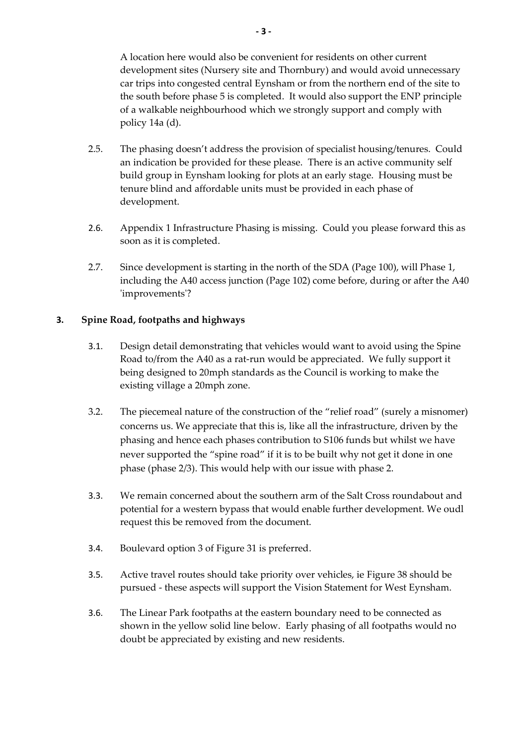A location here would also be convenient for residents on other current development sites (Nursery site and Thornbury) and would avoid unnecessary car trips into congested central Eynsham or from the northern end of the site to the south before phase 5 is completed. It would also support the ENP principle of a walkable neighbourhood which we strongly support and comply with policy 14a (d).

2.5. The phasing doesn't address the provision of specialist housing/tenures. Could an indication be provided for these please. There is an active community self build group in Eynsham looking for plots at an early stage. Housing must be tenure blind and affordable units must be provided in each phase of development.

2.6. Appendix 1 Infrastructure Phasing is missing. Could you please forward this as soon as it is completed.

2.7. Since development is starting in the north of the SDA (Page 100), will Phase 1, including the A40 access junction (Page 102) come before, during or after the A40 'improvements'?

## 3. Spine Road, footpaths and highways

3.1. Design detail demonstrating that vehicles would want to avoid using the Spine Road to/from the A40 as a rat-run would be appreciated. We fully support it being designed to 20mph standards as the Council is working to make the existing village a 20mph zone.

3.2. The piecemeal nature of the construction of the "relief road" (surely a misnomer) concerns us. We appreciate that this is, like all the infrastructure, driven by the phasing and hence each phases contribution to S106 funds but whilst we have never supported the "spine road" if it is to be built why not get it done in one phase (phase 2/3). This would help with our issue with phase 2.

3.3. We remain concerned about the southern arm of the Salt Cross roundabout and potential for a western bypass that would enable further development. We oudl request this be removed from the document.

3.4. Boulevard option 3 of Figure 31 is preferred.

3.5. Active travel routes should take priority over vehicles, ie Figure 38 should be pursued - these aspects will support the Vision Statement for West Eynsham.

3.6. The Linear Park footpaths at the eastern boundary need to be connected as shown in the yellow solid line below. Early phasing of all footpaths would no doubt be appreciated by existing and new residents.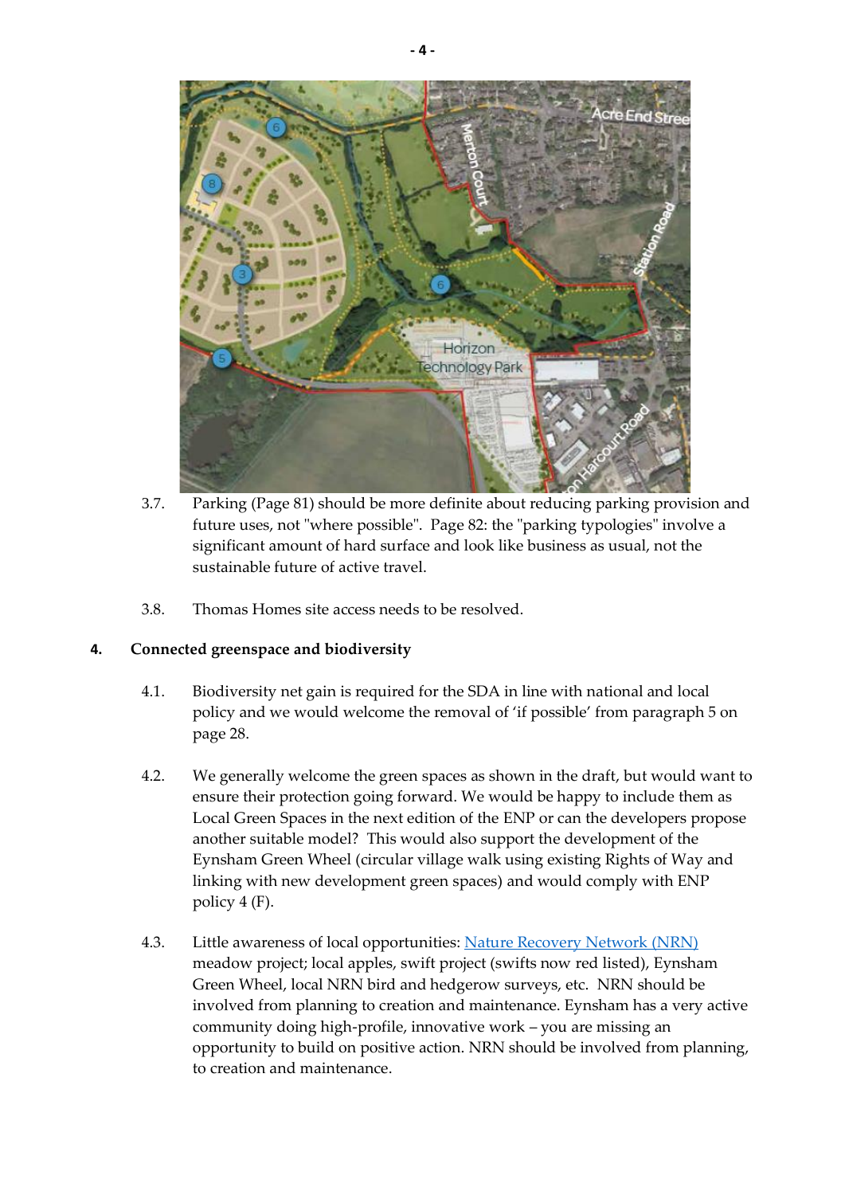Acre End Street

Merton Court

Station Road

Horizon Technology Park

Harcourt Road

6

8

3

6

5

3.7. Parking (Page 81) should be more definite about reducing parking provision and future uses, not "where possible". Page 82: the "parking typologies" involve a significant amount of hard surface and look like business as usual, not the sustainable future of active travel.

3.8. Thomas Homes site access needs to be resolved.

## 4. Connected greenspace and biodiversity

4.1. Biodiversity net gain is required for the SDA in line with national and local policy and we would welcome the removal of 'if possible' from paragraph 5 on page 28.

4.2. We generally welcome the green spaces as shown in the draft, but would want to ensure their protection going forward. We would be happy to include them as Local Green Spaces in the next edition of the ENP or can the developers propose another suitable model? This would also support the development of the Eynsham Green Wheel (circular village walk using existing Rights of Way and linking with new development green spaces) and would comply with ENP policy 4 (F).

4.3. Little awareness of local opportunities: Nature Recovery Network (NRN) meadow project; local apples, swift project (swifts now red listed), Eynsham Green Wheel, local NRN bird and hedgerow surveys, etc. NRN should be involved from planning to creation and maintenance. Eynsham has a very active community doing high-profile, innovative work – you are missing an opportunity to build on positive action. NRN should be involved from planning, to creation and maintenance.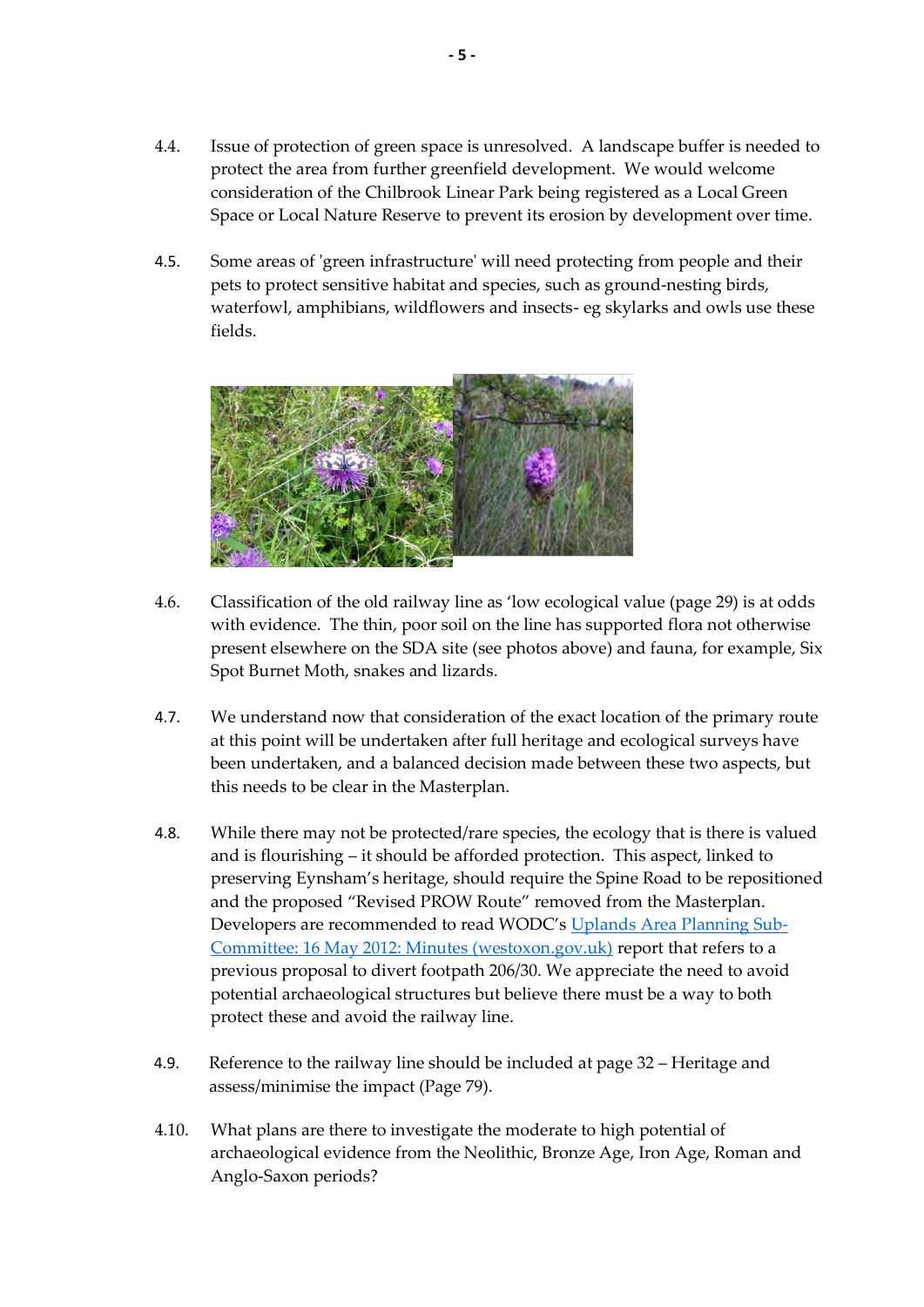4.4. Issue of protection of green space is unresolved. A landscape buffer is needed to protect the area from further greenfield development. We would welcome consideration of the Chilbrook Linear Park being registered as a Local Green Space or Local Nature Reserve to prevent its erosion by development over time.

4.5. Some areas of 'green infrastructure' will need protecting from people and their pets to protect sensitive habitat and species, such as ground-nesting birds, waterfowl, amphibians, wildflowers and insects- eg skylarks and owls use these fields.

4.6. Classification of the old railway line as 'low ecological value (page 29) is at odds with evidence. The thin, poor soil on the line has supported flora not otherwise present elsewhere on the SDA site (see photos above) and fauna, for example, Six Spot Burnet Moth, snakes and lizards.

4.7. We understand now that consideration of the exact location of the primary route at this point will be undertaken after full heritage and ecological surveys have been undertaken, and a balanced decision made between these two aspects, but this needs to be clear in the Masterplan.

4.8. While there may not be protected/rare species, the ecology that is there is valued and is flourishing – it should be afforded protection. This aspect, linked to preserving Eynsham's heritage, should require the Spine Road to be repositioned and the proposed "Revised PROW Route" removed from the Masterplan. Developers are recommended to read WODC's [Uplands Area Planning Sub-Committee: 16 May 2012: Minutes (westoxon.gov.uk)] report that refers to a previous proposal to divert footpath 206/30. We appreciate the need to avoid potential archaeological structures but believe there must be a way to both protect these and avoid the railway line.

4.9. Reference to the railway line should be included at page 32 – Heritage and assess/minimise the impact (Page 79).

4.10. What plans are there to investigate the moderate to high potential of archaeological evidence from the Neolithic, Bronze Age, Iron Age, Roman and Anglo-Saxon periods?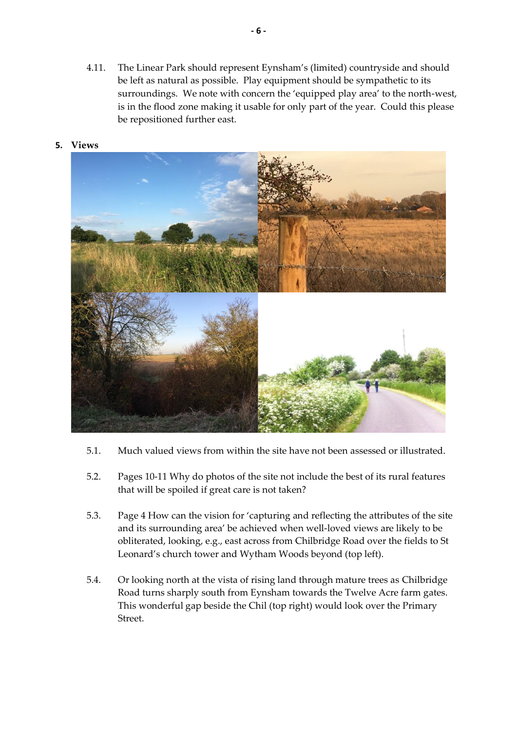4.11. The Linear Park should represent Eynsham's (limited) countryside and should be left as natural as possible. Play equipment should be sympathetic to its surroundings. We note with concern the 'equipped play area' to the north-west, is in the flood zone making it usable for only part of the year. Could this please be repositioned further east.

## 5. Views

5.1. Much valued views from within the site have not been assessed or illustrated.

5.2. Pages 10-11 Why do photos of the site not include the best of its rural features that will be spoiled if great care is not taken?

5.3. Page 4 How can the vision for 'capturing and reflecting the attributes of the site and its surrounding area' be achieved when well-loved views are likely to be obliterated, looking, e.g., east across from Chilbridge Road over the fields to St Leonard's church tower and Wytham Woods beyond (top left).

5.4. Or looking north at the vista of rising land through mature trees as Chilbridge Road turns sharply south from Eynsham towards the Twelve Acre farm gates. This wonderful gap beside the Chil (top right) would look over the Primary Street.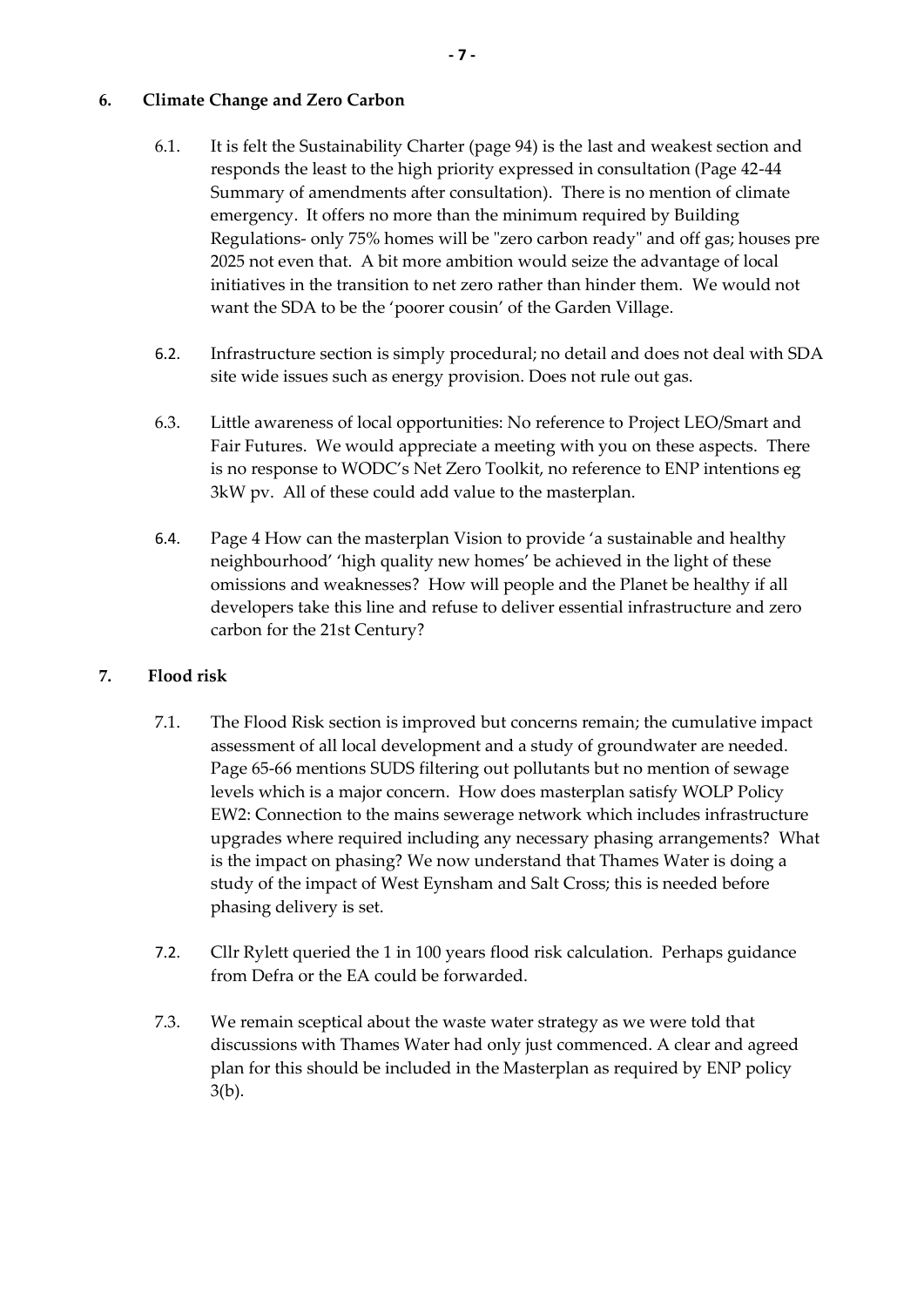## 6. Climate Change and Zero Carbon

6.1. It is felt the Sustainability Charter (page 94) is the last and weakest section and responds the least to the high priority expressed in consultation (Page 42-44 Summary of amendments after consultation). There is no mention of climate emergency. It offers no more than the minimum required by Building Regulations- only 75% homes will be "zero carbon ready" and off gas; houses pre 2025 not even that. A bit more ambition would seize the advantage of local initiatives in the transition to net zero rather than hinder them. We would not want the SDA to be the 'poorer cousin' of the Garden Village.

6.2. Infrastructure section is simply procedural; no detail and does not deal with SDA site wide issues such as energy provision. Does not rule out gas.

6.3. Little awareness of local opportunities: No reference to Project LEO/Smart and Fair Futures. We would appreciate a meeting with you on these aspects. There is no response to WODC's Net Zero Toolkit, no reference to ENP intentions eg 3kW pv. All of these could add value to the masterplan.

6.4. Page 4 How can the masterplan Vision to provide 'a sustainable and healthy neighbourhood' 'high quality new homes' be achieved in the light of these omissions and weaknesses? How will people and the Planet be healthy if all developers take this line and refuse to deliver essential infrastructure and zero carbon for the 21st Century?

## 7. Flood risk

7.1. The Flood Risk section is improved but concerns remain; the cumulative impact assessment of all local development and a study of groundwater are needed. Page 65-66 mentions SUDS filtering out pollutants but no mention of sewage levels which is a major concern. How does masterplan satisfy WOLP Policy EW2: Connection to the mains sewerage network which includes infrastructure upgrades where required including any necessary phasing arrangements? What is the impact on phasing? We now understand that Thames Water is doing a study of the impact of West Eynsham and Salt Cross; this is needed before phasing delivery is set.

7.2. Cllr Rylett queried the 1 in 100 years flood risk calculation. Perhaps guidance from Defra or the EA could be forwarded.

7.3. We remain sceptical about the waste water strategy as we were told that discussions with Thames Water had only just commenced. A clear and agreed plan for this should be included in the Masterplan as required by ENP policy 3(b).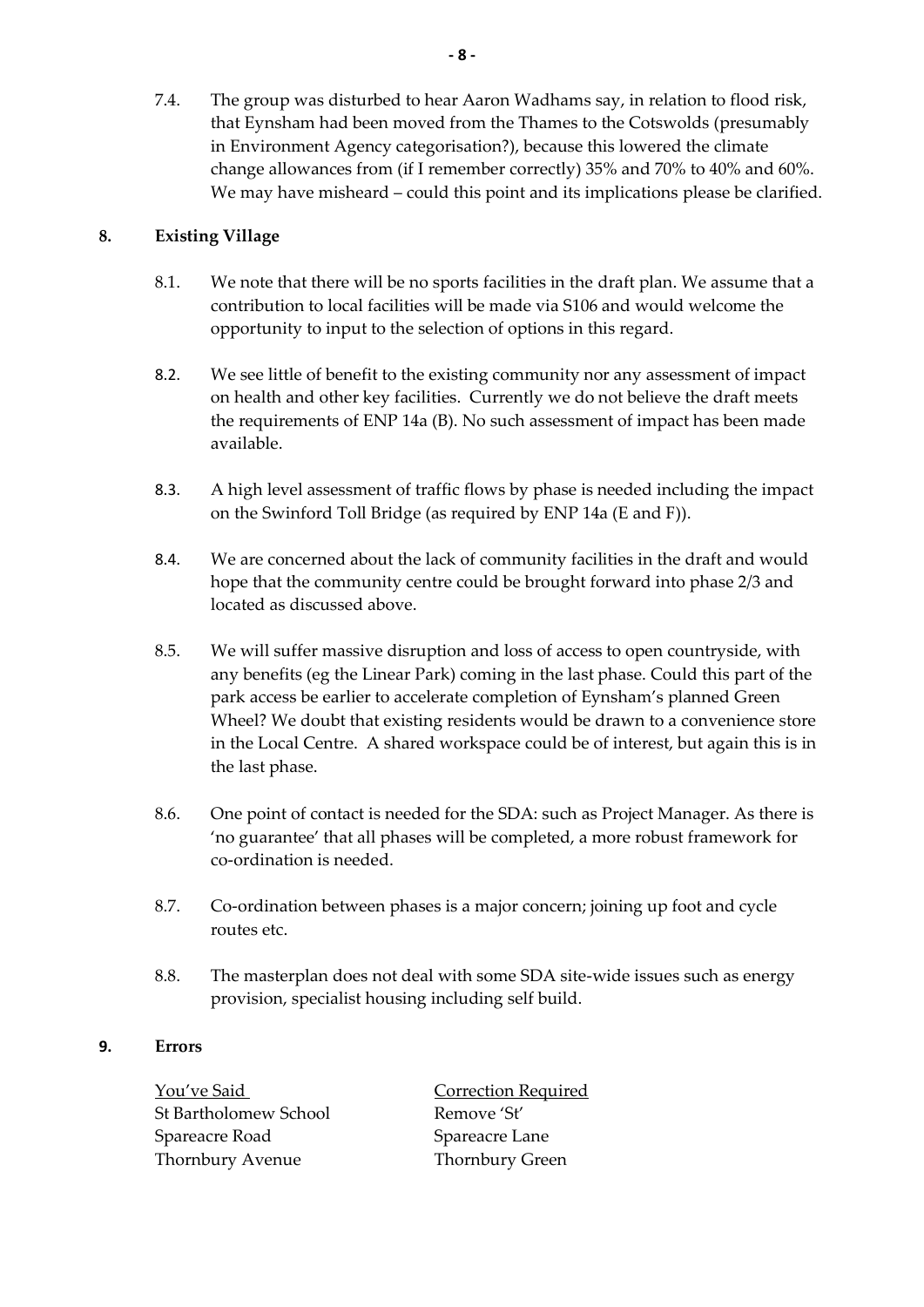7.4. The group was disturbed to hear Aaron Wadhams say, in relation to flood risk, that Eynsham had been moved from the Thames to the Cotswolds (presumably in Environment Agency categorisation?), because this lowered the climate change allowances from (if I remember correctly) 35% and 70% to 40% and 60%. We may have misheard – could this point and its implications please be clarified.

## 8. Existing Village

8.1. We note that there will be no sports facilities in the draft plan. We assume that a contribution to local facilities will be made via S106 and would welcome the opportunity to input to the selection of options in this regard.

8.2. We see little of benefit to the existing community nor any assessment of impact on health and other key facilities. Currently we do not believe the draft meets the requirements of ENP 14a (B). No such assessment of impact has been made available.

8.3. A high level assessment of traffic flows by phase is needed including the impact on the Swinford Toll Bridge (as required by ENP 14a (E and F)).

8.4. We are concerned about the lack of community facilities in the draft and would hope that the community centre could be brought forward into phase 2/3 and located as discussed above.

8.5. We will suffer massive disruption and loss of access to open countryside, with any benefits (eg the Linear Park) coming in the last phase. Could this part of the park access be earlier to accelerate completion of Eynsham's planned Green Wheel? We doubt that existing residents would be drawn to a convenience store in the Local Centre. A shared workspace could be of interest, but again this is in the last phase.

8.6. One point of contact is needed for the SDA: such as Project Manager. As there is 'no guarantee' that all phases will be completed, a more robust framework for co-ordination is needed.

8.7. Co-ordination between phases is a major concern; joining up foot and cycle routes etc.

8.8. The masterplan does not deal with some SDA site-wide issues such as energy provision, specialist housing including self build.

## 9. Errors

| You've Said | Correction Required |
|---|---|
| St Bartholomew School | Remove 'St' |
| Spareacre Road | Spareacre Lane |
| Thornbury Avenue | Thornbury Green |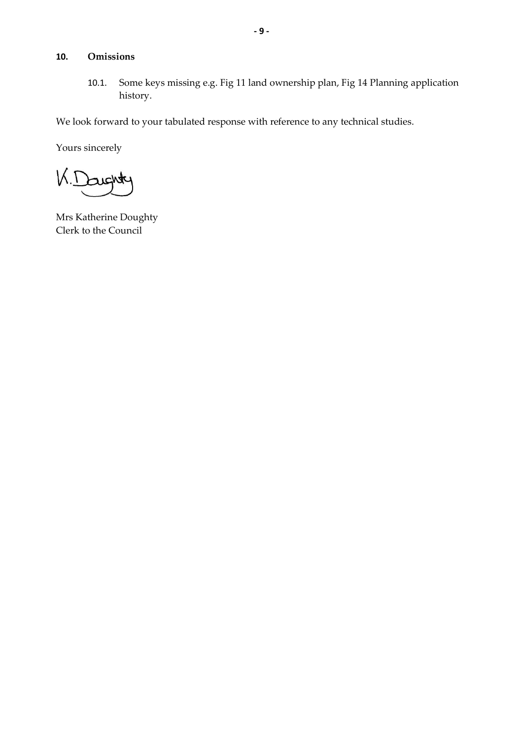## 10. Omissions

10.1. Some keys missing e.g. Fig 11 land ownership plan, Fig 14 Planning application history.

We look forward to your tabulated response with reference to any technical studies.

Yours sincerely

K. Doughty

Mrs Katherine Doughty
Clerk to the Council